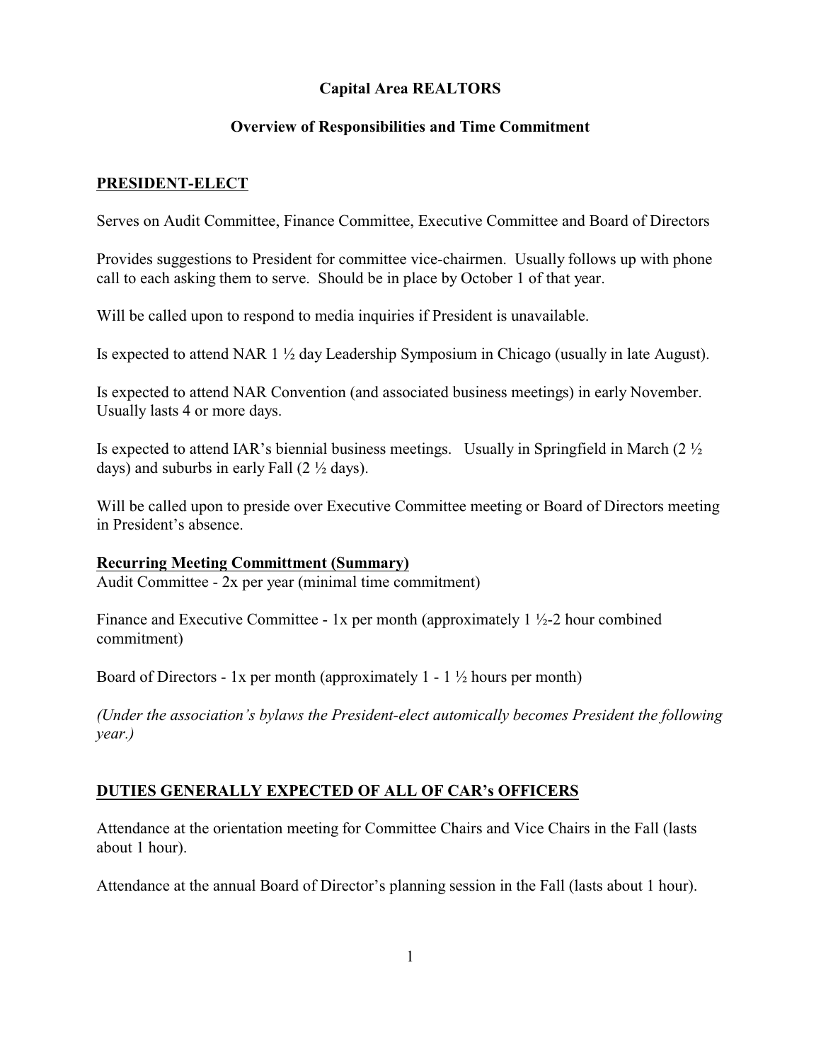# Capital Area REALTORS

## Overview of Responsibilities and Time Commitment

### PRESIDENT-ELECT

Serves on Audit Committee, Finance Committee, Executive Committee and Board of Directors

Provides suggestions to President for committee vice-chairmen. Usually follows up with phone call to each asking them to serve. Should be in place by October 1 of that year.

Will be called upon to respond to media inquiries if President is unavailable.

Is expected to attend NAR 1 ½ day Leadership Symposium in Chicago (usually in late August).

Is expected to attend NAR Convention (and associated business meetings) in early November. Usually lasts 4 or more days.

Is expected to attend IAR's biennial business meetings. Usually in Springfield in March (2 ½ days) and suburbs in early Fall (2 ½ days).

Will be called upon to preside over Executive Committee meeting or Board of Directors meeting in President's absence.

**Recurring Meeting Committment (Summary)**

Audit Committee - 2x per year (minimal time commitment)

Finance and Executive Committee - 1x per month (approximately 1 ½-2 hour combined commitment)

Board of Directors - 1x per month (approximately 1 - 1 ½ hours per month)

*(Under the association's bylaws the President-elect automically becomes President the following year.)*

### DUTIES GENERALLY EXPECTED OF ALL OF CAR's OFFICERS

Attendance at the orientation meeting for Committee Chairs and Vice Chairs in the Fall (lasts about 1 hour).

Attendance at the annual Board of Director's planning session in the Fall (lasts about 1 hour).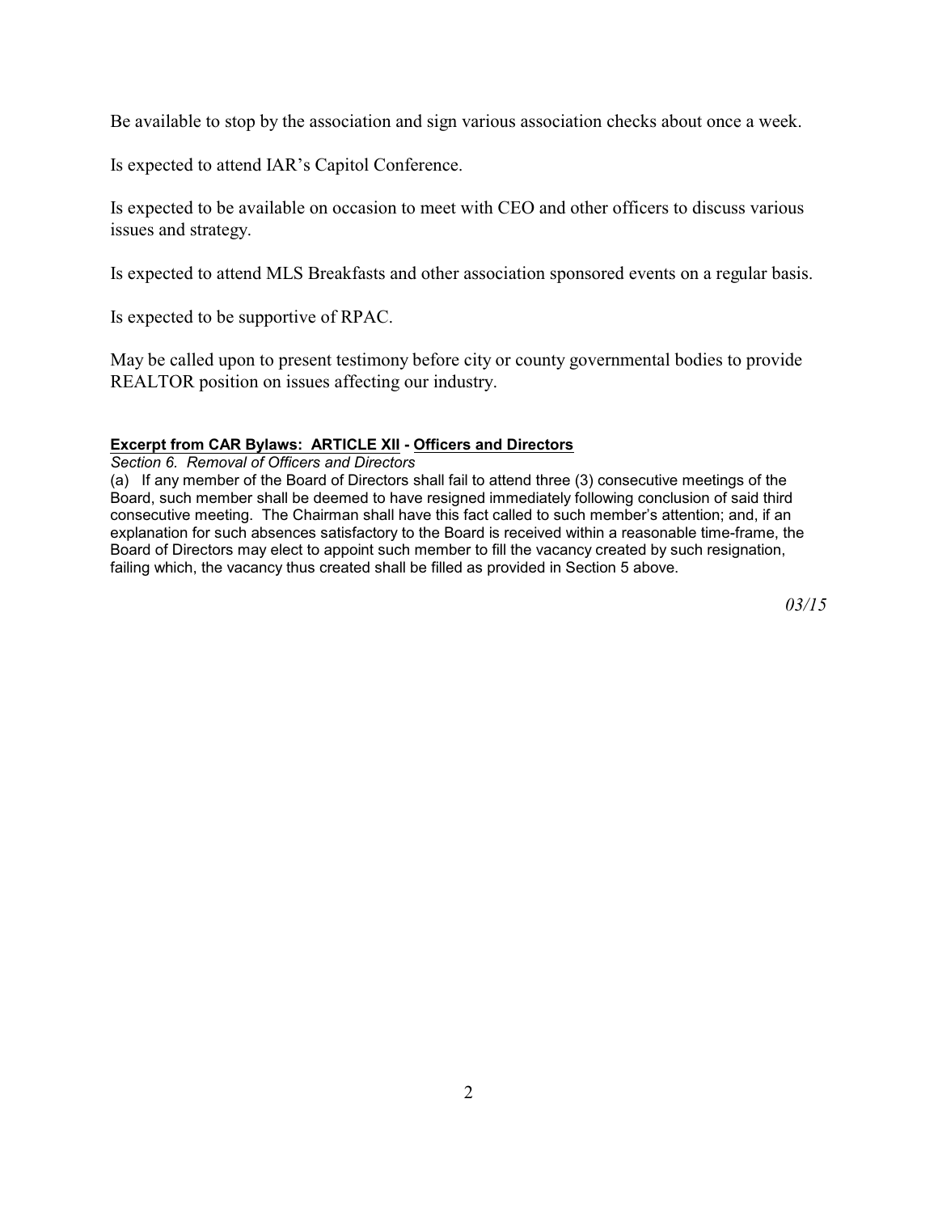Be available to stop by the association and sign various association checks about once a week.

Is expected to attend IAR's Capitol Conference.

Is expected to be available on occasion to meet with CEO and other officers to discuss various issues and strategy.

Is expected to attend MLS Breakfasts and other association sponsored events on a regular basis.

Is expected to be supportive of RPAC.

May be called upon to present testimony before city or county governmental bodies to provide REALTOR position on issues affecting our industry.

**Excerpt from CAR Bylaws: ARTICLE XII - Officers and Directors**

*Section 6. Removal of Officers and Directors*

(a) If any member of the Board of Directors shall fail to attend three (3) consecutive meetings of the Board, such member shall be deemed to have resigned immediately following conclusion of said third consecutive meeting. The Chairman shall have this fact called to such member's attention; and, if an explanation for such absences satisfactory to the Board is received within a reasonable time-frame, the Board of Directors may elect to appoint such member to fill the vacancy created by such resignation, failing which, the vacancy thus created shall be filled as provided in Section 5 above.

*03/15*